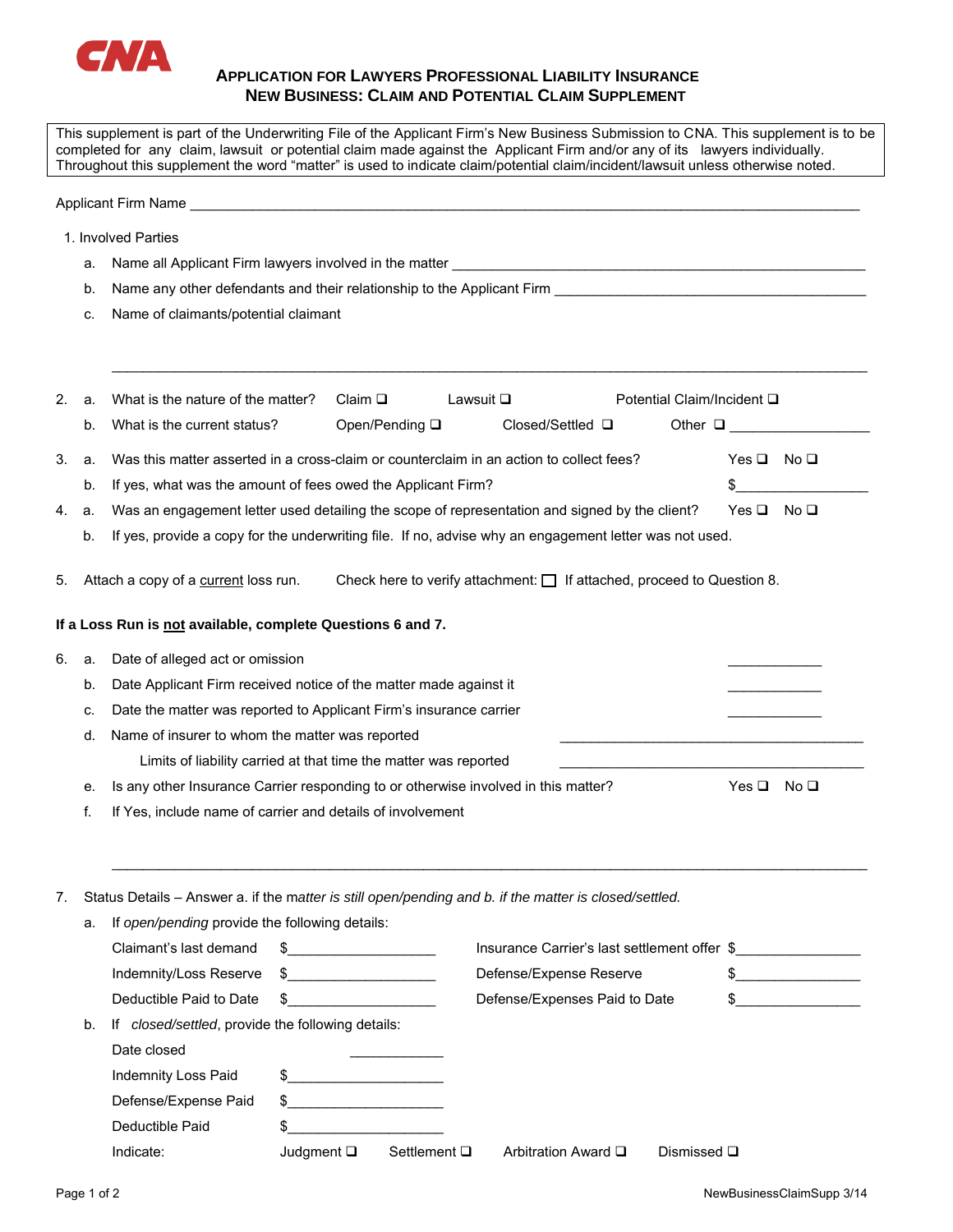CNA

## APPLICATION FOR LAWYERS PROFESSIONAL LIABILITY INSURANCE
## NEW BUSINESS: CLAIM AND POTENTIAL CLAIM SUPPLEMENT

This supplement is part of the Underwriting File of the Applicant Firm's New Business Submission to CNA. This supplement is to be completed for any claim, lawsuit or potential claim made against the Applicant Firm and/or any of its lawyers individually. Throughout this supplement the word "matter" is used to indicate claim/potential claim/incident/lawsuit unless otherwise noted.

Applicant Firm Name ____________________________________________________________

1. Involved Parties
   a. Name all Applicant Firm lawyers involved in the matter ______________________________
   b. Name any other defendants and their relationship to the Applicant Firm ______________________
   c. Name of claimants/potential claimant

   ______________________________________________________________________________

2. a. What is the nature of the matter? Claim ❑ Lawsuit ❑ Potential Claim/Incident ❑
   b. What is the current status? Open/Pending ❑ Closed/Settled ❑ Other ❑ __________________

3. a. Was this matter asserted in a cross-claim or counterclaim in an action to collect fees? Yes ❑ No ❑
   b. If yes, what was the amount of fees owed the Applicant Firm? $_________________

4. a. Was an engagement letter used detailing the scope of representation and signed by the client? Yes ❑ No ❑
   b. If yes, provide a copy for the underwriting file. If no, advise why an engagement letter was not used.

5. Attach a copy of a current loss run. Check here to verify attachment: ☐ If attached, proceed to Question 8.

**If a Loss Run is not available, complete Questions 6 and 7.**

6. a. Date of alleged act or omission ____________
   b. Date Applicant Firm received notice of the matter made against it ____________
   c. Date the matter was reported to Applicant Firm's insurance carrier ____________
   d. Name of insurer to whom the matter was reported ______________________________

      Limits of liability carried at that time the matter was reported ______________________________
   e. Is any other Insurance Carrier responding to or otherwise involved in this matter? Yes ❑ No ❑
   f. If Yes, include name of carrier and details of involvement

   ______________________________________________________________________________

7. Status Details – Answer a. if the *matter is still open/pending and b. if the matter is closed/settled.*
   a. If *open/pending* provide the following details:

| | | | |
|---|---|---|---|
| Claimant's last demand | $___________________ | Insurance Carrier's last settlement offer | $________________ |
| Indemnity/Loss Reserve | $___________________ | Defense/Expense Reserve | $________________ |
| Deductible Paid to Date | $___________________ | Defense/Expenses Paid to Date | $________________ |

   b. If *closed/settled*, provide the following details:

| | |
|---|---|
| Date closed | ____________ |
| Indemnity Loss Paid | $___________________ |
| Defense/Expense Paid | $___________________ |
| Deductible Paid | $___________________ |

   Indicate: Judgment ❑ Settlement ❑ Arbitration Award ❑ Dismissed ❑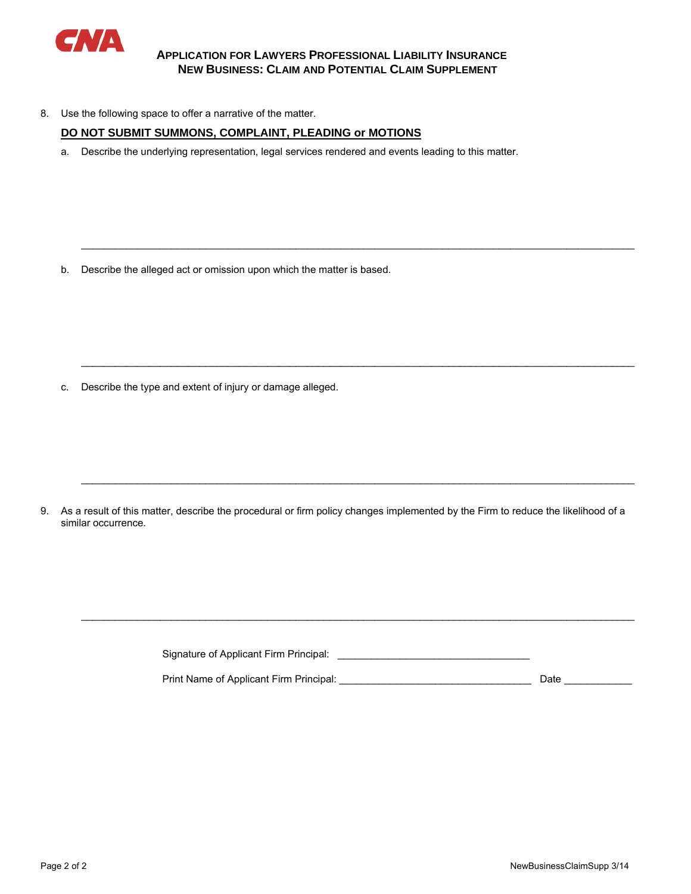CNA

**APPLICATION FOR LAWYERS PROFESSIONAL LIABILITY INSURANCE**
**NEW BUSINESS: CLAIM AND POTENTIAL CLAIM SUPPLEMENT**

8. Use the following space to offer a narrative of the matter.

**DO NOT SUBMIT SUMMONS, COMPLAINT, PLEADING or MOTIONS**

a. Describe the underlying representation, legal services rendered and events leading to this matter.

_______________________________________________________________________________

b. Describe the alleged act or omission upon which the matter is based.

_______________________________________________________________________________

c. Describe the type and extent of injury or damage alleged.

_______________________________________________________________________________

9. As a result of this matter, describe the procedural or firm policy changes implemented by the Firm to reduce the likelihood of a similar occurrence.

_______________________________________________________________________________

Signature of Applicant Firm Principal: _________________________________

Print Name of Applicant Firm Principal: _________________________________ Date ___________

NewBusinessClaimSupp 3/14